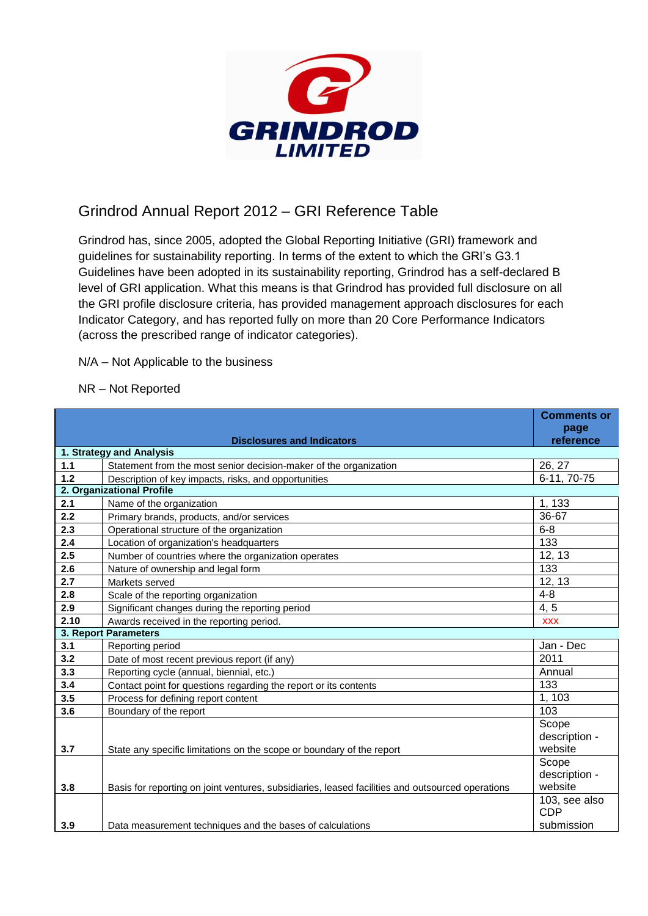GRINDROD LIMITED

# Grindrod Annual Report 2012 – GRI Reference Table

Grindrod has, since 2005, adopted the Global Reporting Initiative (GRI) framework and guidelines for sustainability reporting. In terms of the extent to which the GRI's G3.1 Guidelines have been adopted in its sustainability reporting, Grindrod has a self-declared B level of GRI application. What this means is that Grindrod has provided full disclosure on all the GRI profile disclosure criteria, has provided management approach disclosures for each Indicator Category, and has reported fully on more than 20 Core Performance Indicators (across the prescribed range of indicator categories).

N/A – Not Applicable to the business

NR – Not Reported

| | Disclosures and Indicators | Comments or page reference |
|---|---|---|
| **1. Strategy and Analysis** | | |
| **1.1** | Statement from the most senior decision-maker of the organization | 26, 27 |
| **1.2** | Description of key impacts, risks, and opportunities | 6-11, 70-75 |
| **2. Organizational Profile** | | |
| **2.1** | Name of the organization | 1, 133 |
| **2.2** | Primary brands, products, and/or services | 36-67 |
| **2.3** | Operational structure of the organization | 6-8 |
| **2.4** | Location of organization's headquarters | 133 |
| **2.5** | Number of countries where the organization operates | 12, 13 |
| **2.6** | Nature of ownership and legal form | 133 |
| **2.7** | Markets served | 12, 13 |
| **2.8** | Scale of the reporting organization | 4-8 |
| **2.9** | Significant changes during the reporting period | 4, 5 |
| **2.10** | Awards received in the reporting period. | XXX |
| **3. Report Parameters** | | |
| **3.1** | Reporting period | Jan - Dec |
| **3.2** | Date of most recent previous report (if any) | 2011 |
| **3.3** | Reporting cycle (annual, biennial, etc.) | Annual |
| **3.4** | Contact point for questions regarding the report or its contents | 133 |
| **3.5** | Process for defining report content | 1, 103 |
| **3.6** | Boundary of the report | 103 |
| **3.7** | State any specific limitations on the scope or boundary of the report | Scope description - website |
| **3.8** | Basis for reporting on joint ventures, subsidiaries, leased facilities and outsourced operations | Scope description - website |
| **3.9** | Data measurement techniques and the bases of calculations | 103, see also CDP submission |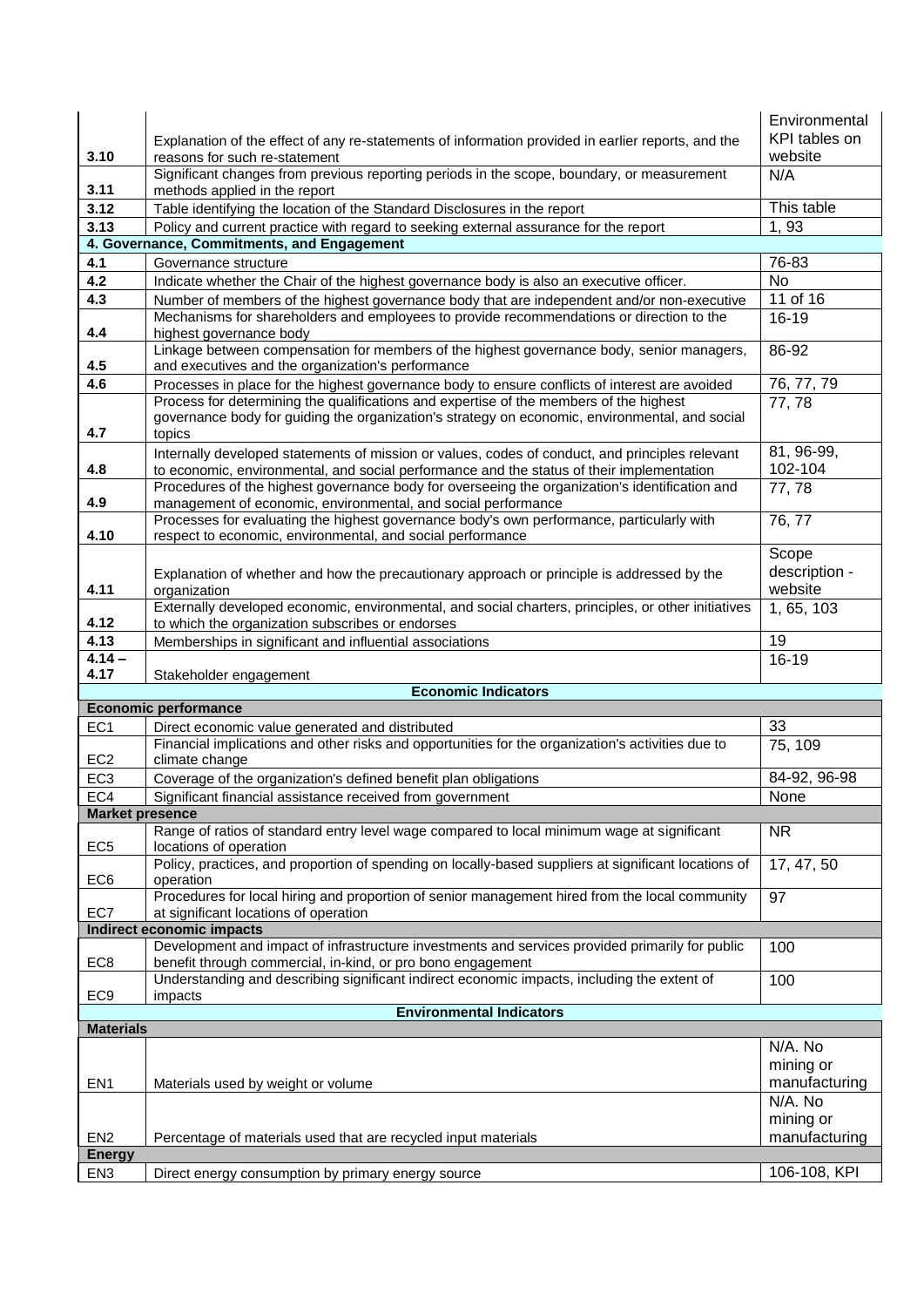| | | |
|---|---|---|
| 3.10 | Explanation of the effect of any re-statements of information provided in earlier reports, and the reasons for such re-statement | Environmental KPI tables on website |
| 3.11 | Significant changes from previous reporting periods in the scope, boundary, or measurement methods applied in the report | N/A |
| 3.12 | Table identifying the location of the Standard Disclosures in the report | This table |
| 3.13 | Policy and current practice with regard to seeking external assurance for the report | 1, 93 |
| **4. Governance, Commitments, and Engagement** | | |
| 4.1 | Governance structure | 76-83 |
| 4.2 | Indicate whether the Chair of the highest governance body is also an executive officer. | No |
| 4.3 | Number of members of the highest governance body that are independent and/or non-executive | 11 of 16 |
| 4.4 | Mechanisms for shareholders and employees to provide recommendations or direction to the highest governance body | 16-19 |
| 4.5 | Linkage between compensation for members of the highest governance body, senior managers, and executives and the organization's performance | 86-92 |
| 4.6 | Processes in place for the highest governance body to ensure conflicts of interest are avoided | 76, 77, 79 |
| 4.7 | Process for determining the qualifications and expertise of the members of the highest governance body for guiding the organization's strategy on economic, environmental, and social topics | 77, 78 |
| 4.8 | Internally developed statements of mission or values, codes of conduct, and principles relevant to economic, environmental, and social performance and the status of their implementation | 81, 96-99, 102-104 |
| 4.9 | Procedures of the highest governance body for overseeing the organization's identification and management of economic, environmental, and social performance | 77, 78 |
| 4.10 | Processes for evaluating the highest governance body's own performance, particularly with respect to economic, environmental, and social performance | 76, 77 |
| 4.11 | Explanation of whether and how the precautionary approach or principle is addressed by the organization | Scope description - website |
| 4.12 | Externally developed economic, environmental, and social charters, principles, or other initiatives to which the organization subscribes or endorses | 1, 65, 103 |
| 4.13 | Memberships in significant and influential associations | 19 |
| 4.14 – 4.17 | Stakeholder engagement | 16-19 |
| **Economic Indicators** | | |
| **Economic performance** | | |
| EC1 | Direct economic value generated and distributed | 33 |
| EC2 | Financial implications and other risks and opportunities for the organization's activities due to climate change | 75, 109 |
| EC3 | Coverage of the organization's defined benefit plan obligations | 84-92, 96-98 |
| EC4 | Significant financial assistance received from government | None |
| **Market presence** | | |
| EC5 | Range of ratios of standard entry level wage compared to local minimum wage at significant locations of operation | NR |
| EC6 | Policy, practices, and proportion of spending on locally-based suppliers at significant locations of operation | 17, 47, 50 |
| EC7 | Procedures for local hiring and proportion of senior management hired from the local community at significant locations of operation | 97 |
| **Indirect economic impacts** | | |
| EC8 | Development and impact of infrastructure investments and services provided primarily for public benefit through commercial, in-kind, or pro bono engagement | 100 |
| EC9 | Understanding and describing significant indirect economic impacts, including the extent of impacts | 100 |
| **Environmental Indicators** | | |
| **Materials** | | |
| EN1 | Materials used by weight or volume | N/A. No mining or manufacturing |
| EN2 | Percentage of materials used that are recycled input materials | N/A. No mining or manufacturing |
| **Energy** | | |
| EN3 | Direct energy consumption by primary energy source | 106-108, KPI |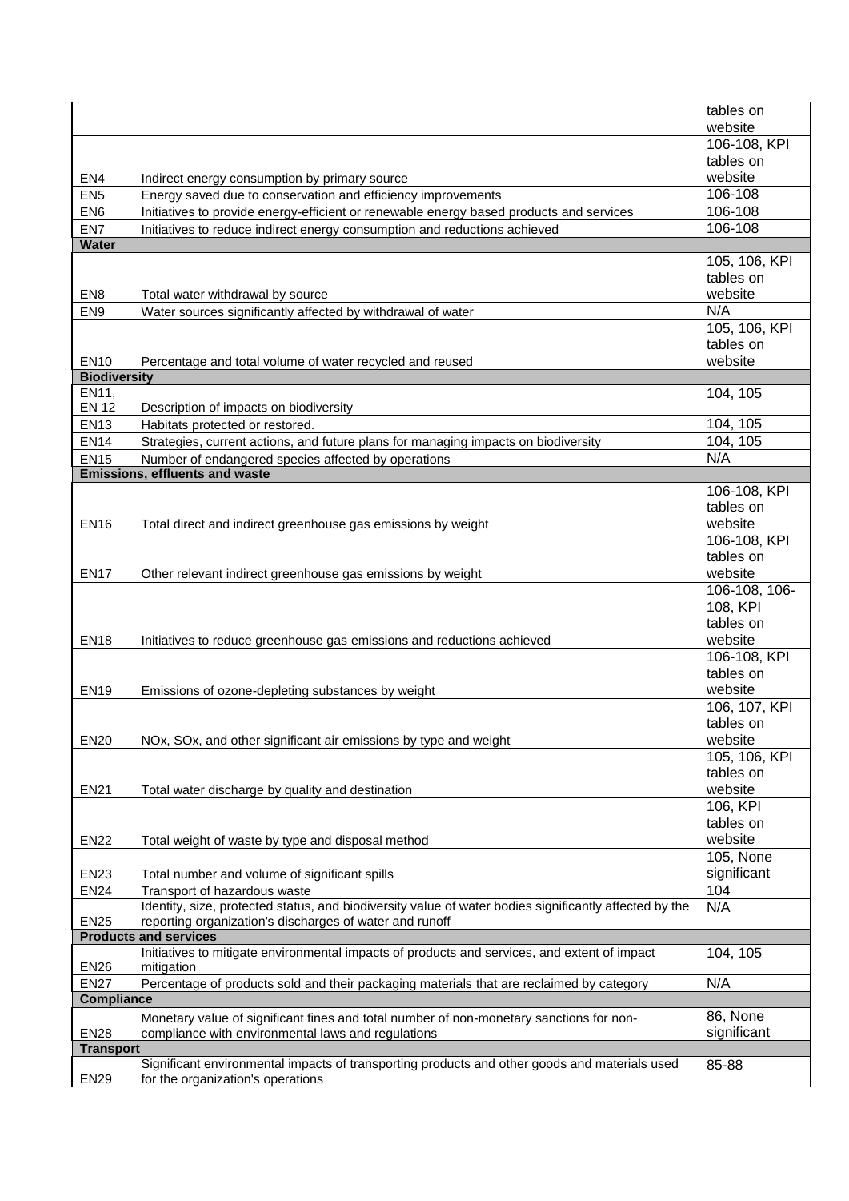| | | |
|---|---|---|
| | | tables on website |
| EN4 | Indirect energy consumption by primary source | 106-108, KPI tables on website |
| EN5 | Energy saved due to conservation and efficiency improvements | 106-108 |
| EN6 | Initiatives to provide energy-efficient or renewable energy based products and services | 106-108 |
| EN7 | Initiatives to reduce indirect energy consumption and reductions achieved | 106-108 |
| **Water** | | |
| EN8 | Total water withdrawal by source | 105, 106, KPI tables on website |
| EN9 | Water sources significantly affected by withdrawal of water | N/A |
| EN10 | Percentage and total volume of water recycled and reused | 105, 106, KPI tables on website |
| **Biodiversity** | | |
| EN11, EN 12 | Description of impacts on biodiversity | 104, 105 |
| EN13 | Habitats protected or restored. | 104, 105 |
| EN14 | Strategies, current actions, and future plans for managing impacts on biodiversity | 104, 105 |
| EN15 | Number of endangered species affected by operations | N/A |
| **Emissions, effluents and waste** | | |
| EN16 | Total direct and indirect greenhouse gas emissions by weight | 106-108, KPI tables on website |
| EN17 | Other relevant indirect greenhouse gas emissions by weight | 106-108, KPI tables on website |
| EN18 | Initiatives to reduce greenhouse gas emissions and reductions achieved | 106-108, 106-108, KPI tables on website |
| EN19 | Emissions of ozone-depleting substances by weight | 106-108, KPI tables on website |
| EN20 | NOx, SOx, and other significant air emissions by type and weight | 106, 107, KPI tables on website |
| EN21 | Total water discharge by quality and destination | 105, 106, KPI tables on website |
| EN22 | Total weight of waste by type and disposal method | 106, KPI tables on website |
| EN23 | Total number and volume of significant spills | 105, None significant |
| EN24 | Transport of hazardous waste | 104 |
| EN25 | Identity, size, protected status, and biodiversity value of water bodies significantly affected by the reporting organization's discharges of water and runoff | N/A |
| **Products and services** | | |
| EN26 | Initiatives to mitigate environmental impacts of products and services, and extent of impact mitigation | 104, 105 |
| EN27 | Percentage of products sold and their packaging materials that are reclaimed by category | N/A |
| **Compliance** | | |
| EN28 | Monetary value of significant fines and total number of non-monetary sanctions for non-compliance with environmental laws and regulations | 86, None significant |
| **Transport** | | |
| EN29 | Significant environmental impacts of transporting products and other goods and materials used for the organization's operations | 85-88 |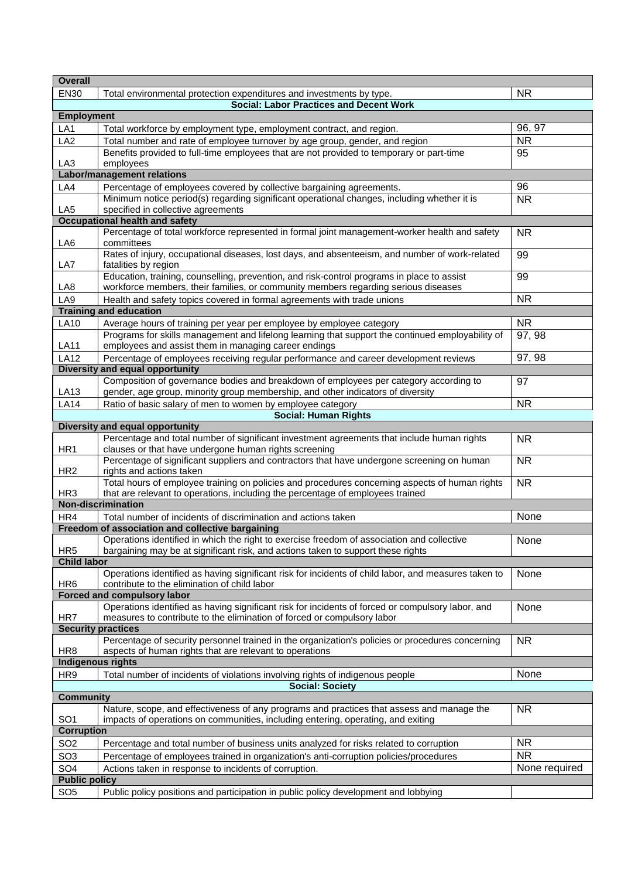| | | |
|---|---|---|
| **Overall** | | |
| EN30 | Total environmental protection expenditures and investments by type. | NR |
| | **Social: Labor Practices and Decent Work** | |
| **Employment** | | |
| LA1 | Total workforce by employment type, employment contract, and region. | 96, 97 |
| LA2 | Total number and rate of employee turnover by age group, gender, and region | NR |
| LA3 | Benefits provided to full-time employees that are not provided to temporary or part-time employees | 95 |
| **Labor/management relations** | | |
| LA4 | Percentage of employees covered by collective bargaining agreements. | 96 |
| LA5 | Minimum notice period(s) regarding significant operational changes, including whether it is specified in collective agreements | NR |
| **Occupational health and safety** | | |
| LA6 | Percentage of total workforce represented in formal joint management-worker health and safety committees | NR |
| LA7 | Rates of injury, occupational diseases, lost days, and absenteeism, and number of work-related fatalities by region | 99 |
| LA8 | Education, training, counselling, prevention, and risk-control programs in place to assist workforce members, their families, or community members regarding serious diseases | 99 |
| LA9 | Health and safety topics covered in formal agreements with trade unions | NR |
| **Training and education** | | |
| LA10 | Average hours of training per year per employee by employee category | NR |
| LA11 | Programs for skills management and lifelong learning that support the continued employability of employees and assist them in managing career endings | 97, 98 |
| LA12 | Percentage of employees receiving regular performance and career development reviews | 97, 98 |
| **Diversity and equal opportunity** | | |
| LA13 | Composition of governance bodies and breakdown of employees per category according to gender, age group, minority group membership, and other indicators of diversity | 97 |
| LA14 | Ratio of basic salary of men to women by employee category | NR |
| | **Social: Human Rights** | |
| **Diversity and equal opportunity** | | |
| HR1 | Percentage and total number of significant investment agreements that include human rights clauses or that have undergone human rights screening | NR |
| HR2 | Percentage of significant suppliers and contractors that have undergone screening on human rights and actions taken | NR |
| HR3 | Total hours of employee training on policies and procedures concerning aspects of human rights that are relevant to operations, including the percentage of employees trained | NR |
| **Non-discrimination** | | |
| HR4 | Total number of incidents of discrimination and actions taken | None |
| **Freedom of association and collective bargaining** | | |
| HR5 | Operations identified in which the right to exercise freedom of association and collective bargaining may be at significant risk, and actions taken to support these rights | None |
| **Child labor** | | |
| HR6 | Operations identified as having significant risk for incidents of child labor, and measures taken to contribute to the elimination of child labor | None |
| **Forced and compulsory labor** | | |
| HR7 | Operations identified as having significant risk for incidents of forced or compulsory labor, and measures to contribute to the elimination of forced or compulsory labor | None |
| **Security practices** | | |
| HR8 | Percentage of security personnel trained in the organization's policies or procedures concerning aspects of human rights that are relevant to operations | NR |
| **Indigenous rights** | | |
| HR9 | Total number of incidents of violations involving rights of indigenous people | None |
| | **Social: Society** | |
| **Community** | | |
| SO1 | Nature, scope, and effectiveness of any programs and practices that assess and manage the impacts of operations on communities, including entering, operating, and exiting | NR |
| **Corruption** | | |
| SO2 | Percentage and total number of business units analyzed for risks related to corruption | NR |
| SO3 | Percentage of employees trained in organization's anti-corruption policies/procedures | NR |
| SO4 | Actions taken in response to incidents of corruption. | None required |
| **Public policy** | | |
| SO5 | Public policy positions and participation in public policy development and lobbying | |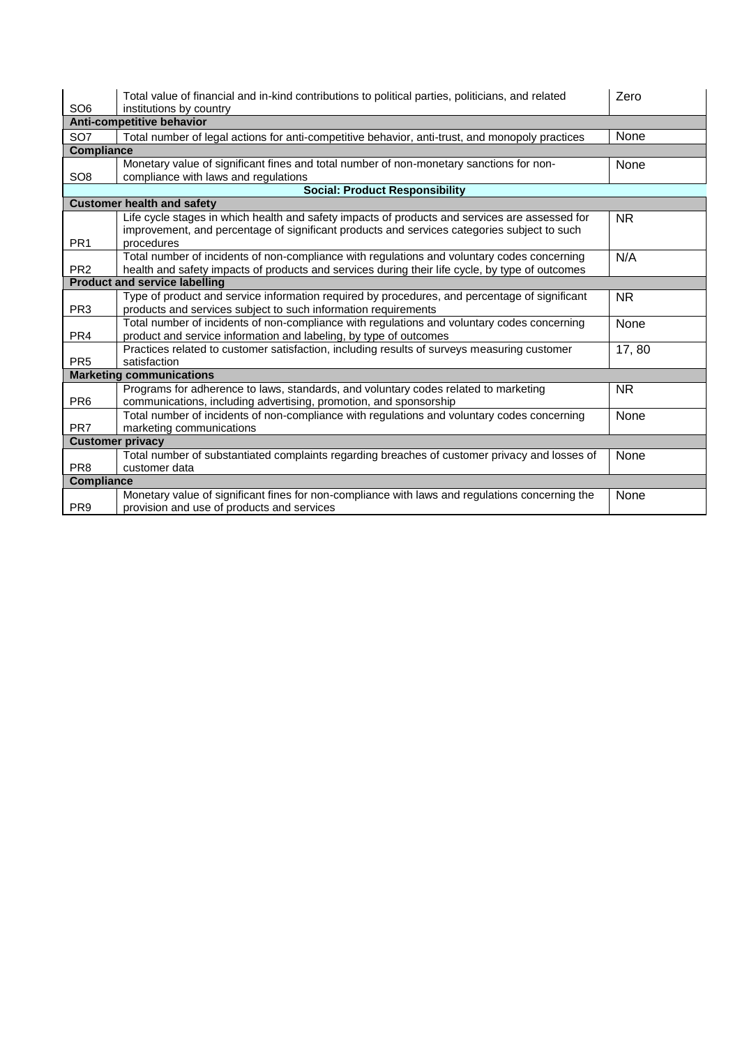| | | |
|---|---|---|
| SO6 | Total value of financial and in-kind contributions to political parties, politicians, and related institutions by country | Zero |
| **Anti-competitive behavior** | | |
| SO7 | Total number of legal actions for anti-competitive behavior, anti-trust, and monopoly practices | None |
| **Compliance** | | |
| SO8 | Monetary value of significant fines and total number of non-monetary sanctions for non-compliance with laws and regulations | None |
| **Social: Product Responsibility** | | |
| **Customer health and safety** | | |
| PR1 | Life cycle stages in which health and safety impacts of products and services are assessed for improvement, and percentage of significant products and services categories subject to such procedures | NR |
| PR2 | Total number of incidents of non-compliance with regulations and voluntary codes concerning health and safety impacts of products and services during their life cycle, by type of outcomes | N/A |
| **Product and service labelling** | | |
| PR3 | Type of product and service information required by procedures, and percentage of significant products and services subject to such information requirements | NR |
| PR4 | Total number of incidents of non-compliance with regulations and voluntary codes concerning product and service information and labeling, by type of outcomes | None |
| PR5 | Practices related to customer satisfaction, including results of surveys measuring customer satisfaction | 17, 80 |
| **Marketing communications** | | |
| PR6 | Programs for adherence to laws, standards, and voluntary codes related to marketing communications, including advertising, promotion, and sponsorship | NR |
| PR7 | Total number of incidents of non-compliance with regulations and voluntary codes concerning marketing communications | None |
| **Customer privacy** | | |
| PR8 | Total number of substantiated complaints regarding breaches of customer privacy and losses of customer data | None |
| **Compliance** | | |
| PR9 | Monetary value of significant fines for non-compliance with laws and regulations concerning the provision and use of products and services | None |